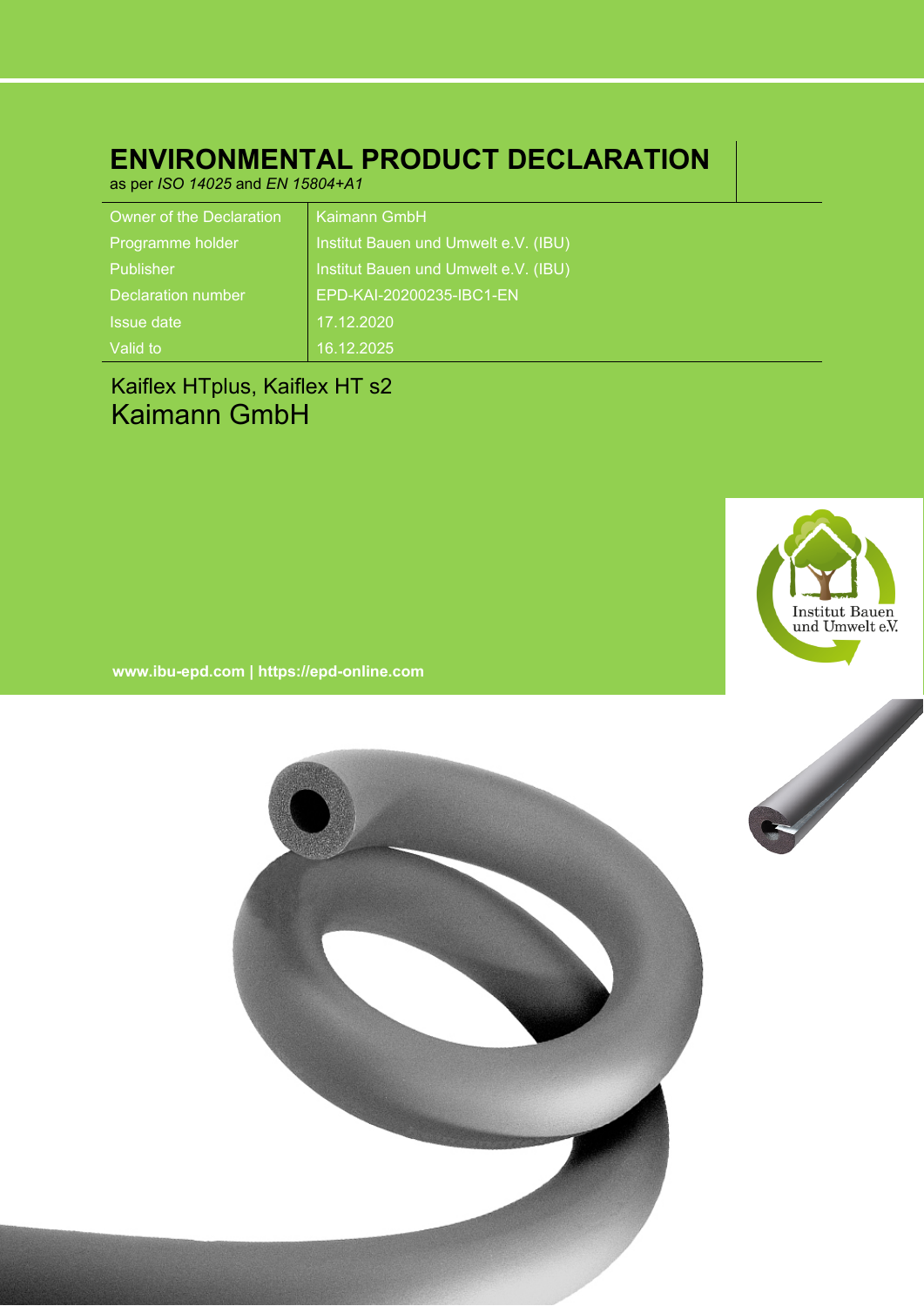# ENVIRONMENTAL PRODUCT DECLARATION

as per *ISO 14025* and *EN 15804+A1*

| Owner of the Declaration | Kaimann GmbH |
|---|---|
| Programme holder | Institut Bauen und Umwelt e.V. (IBU) |
| Publisher | Institut Bauen und Umwelt e.V. (IBU) |
| Declaration number | EPD-KAI-20200235-IBC1-EN |
| Issue date | 17.12.2020 |
| Valid to | 16.12.2025 |

## Kaiflex HTplus, Kaiflex HT s2
## Kaimann GmbH

Institut Bauen und Umwelt e.V.

**www.ibu-epd.com | https://epd-online.com**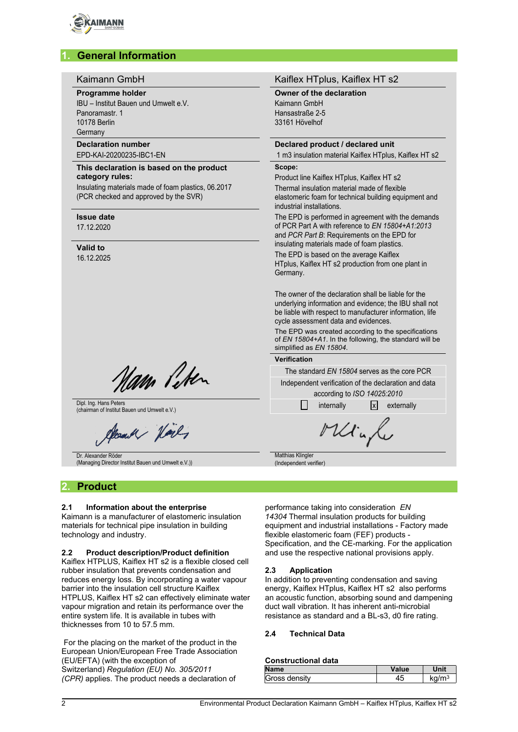## 1. General Information

**Kaimann GmbH**

**Programme holder**
IBU – Institut Bauen und Umwelt e.V.
Panoramastr. 1
10178 Berlin
Germany

**Declaration number**
EPD-KAI-20200235-IBC1-EN

**This declaration is based on the product category rules:**
Insulating materials made of foam plastics, 06.2017
(PCR checked and approved by the SVR)

**Issue date**
17.12.2020

**Valid to**
16.12.2025

Dipl. Ing. Hans Peters
(chairman of Institut Bauen und Umwelt e.V.)

Dr. Alexander Röder
(Managing Director Institut Bauen und Umwelt e.V.))

**Kaiflex HTplus, Kaiflex HT s2**

**Owner of the declaration**
Kaimann GmbH
Hansastraße 2-5
33161 Hövelhof

**Declared product / declared unit**
1 m3 insulation material Kaiflex HTplus, Kaiflex HT s2

**Scope:**
Product line Kaiflex HTplus, Kaiflex HT s2
Thermal insulation material made of flexible elastomeric foam for technical building equipment and industrial installations.
The EPD is performed in agreement with the demands of PCR Part A with reference to *EN 15804+A1:2013* and *PCR Part B*: Requirements on the EPD for insulating materials made of foam plastics.
The EPD is based on the average Kaiflex HTplus, Kaiflex HT s2 production from one plant in Germany.

The owner of the declaration shall be liable for the underlying information and evidence; the IBU shall not be liable with respect to manufacturer information, life cycle assessment data and evidences.
The EPD was created according to the specifications of *EN 15804+A1*. In the following, the standard will be simplified as *EN 15804*.

**Verification**

The standard *EN 15804* serves as the core PCR
Independent verification of the declaration and data according to *ISO 14025:2010*
☐ internally  ☒ externally

Matthias Klingler
(Independent verifier)

## 2. Product

### 2.1 Information about the enterprise

Kaimann is a manufacturer of elastomeric insulation materials for technical pipe insulation in building technology and industry.

### 2.2 Product description/Product definition

Kaiflex HTPLUS, Kaiflex HT s2 is a flexible closed cell rubber insulation that prevents condensation and reduces energy loss. By incorporating a water vapour barrier into the insulation cell structure Kaiflex HTPLUS, Kaiflex HT s2 can effectively eliminate water vapour migration and retain its performance over the entire system life. It is available in tubes with thicknesses from 10 to 57.5 mm.

For the placing on the market of the product in the European Union/European Free Trade Association (EU/EFTA) (with the exception of Switzerland) *Regulation (EU) No. 305/2011 (CPR)* applies. The product needs a declaration of performance taking into consideration *EN 14304* Thermal insulation products for building equipment and industrial installations - Factory made flexible elastomeric foam (FEF) products - Specification, and the CE-marking. For the application and use the respective national provisions apply.

### 2.3 Application

In addition to preventing condensation and saving energy, Kaiflex HTplus, Kaiflex HT s2 also performs an acoustic function, absorbing sound and dampening duct wall vibration. It has inherent anti-microbial resistance as standard and a BL-s3, d0 fire rating.

### 2.4 Technical Data

**Constructional data**

| Name | Value | Unit |
|---|---|---|
| Gross density | 45 | kg/m³ |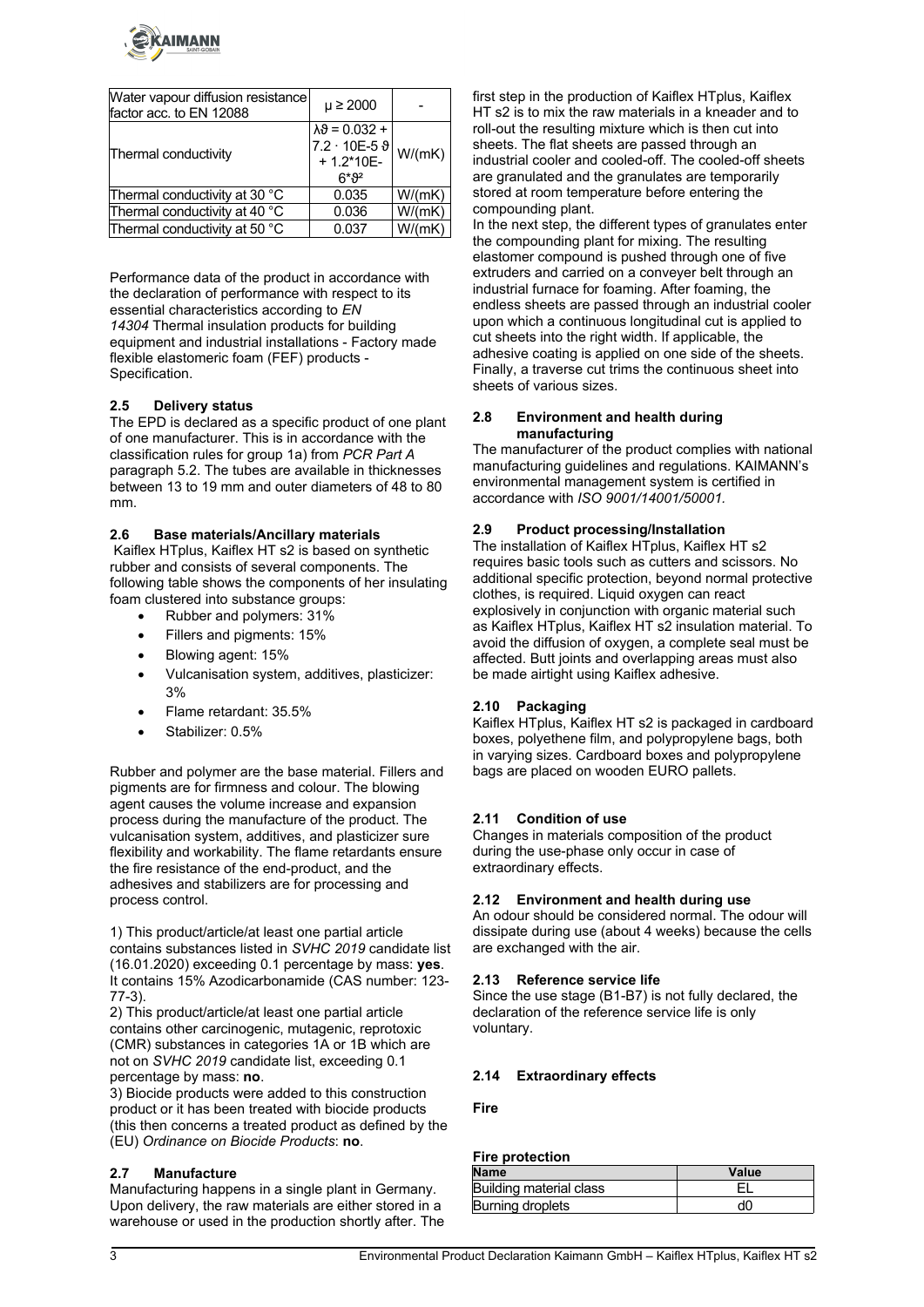| Water vapour diffusion resistance factor acc. to EN 12088 | $\mu \geq 2000$ | - |
|---|---|---|
| Thermal conductivity | $\lambda\vartheta = 0.032 + 7.2 \cdot 10E\text{-}5\ \vartheta + 1.2*10E\text{-}6*\vartheta^2$ | W/(mK) |
| Thermal conductivity at 30 °C | 0.035 | W/(mK) |
| Thermal conductivity at 40 °C | 0.036 | W/(mK) |
| Thermal conductivity at 50 °C | 0.037 | W/(mK) |

Performance data of the product in accordance with the declaration of performance with respect to its essential characteristics according to *EN 14304* Thermal insulation products for building equipment and industrial installations - Factory made flexible elastomeric foam (FEF) products - Specification.

### 2.5 Delivery status

The EPD is declared as a specific product of one plant of one manufacturer. This is in accordance with the classification rules for group 1a) from *PCR Part A* paragraph 5.2. The tubes are available in thicknesses between 13 to 19 mm and outer diameters of 48 to 80 mm.

### 2.6 Base materials/Ancillary materials

Kaiflex HTplus, Kaiflex HT s2 is based on synthetic rubber and consists of several components. The following table shows the components of her insulating foam clustered into substance groups:

- Rubber and polymers: 31%
- Fillers and pigments: 15%
- Blowing agent: 15%
- Vulcanisation system, additives, plasticizer: 3%
- Flame retardant: 35.5%
- Stabilizer: 0.5%

Rubber and polymer are the base material. Fillers and pigments are for firmness and colour. The blowing agent causes the volume increase and expansion process during the manufacture of the product. The vulcanisation system, additives, and plasticizer sure flexibility and workability. The flame retardants ensure the fire resistance of the end-product, and the adhesives and stabilizers are for processing and process control.

1) This product/article/at least one partial article contains substances listed in *SVHC 2019* candidate list (16.01.2020) exceeding 0.1 percentage by mass: **yes**. It contains 15% Azodicarbonamide (CAS number: 123-77-3).
2) This product/article/at least one partial article contains other carcinogenic, mutagenic, reprotoxic (CMR) substances in categories 1A or 1B which are not on *SVHC 2019* candidate list, exceeding 0.1 percentage by mass: **no**.
3) Biocide products were added to this construction product or it has been treated with biocide products (this then concerns a treated product as defined by the (EU) *Ordinance on Biocide Products*: **no**.

### 2.7 Manufacture

Manufacturing happens in a single plant in Germany. Upon delivery, the raw materials are either stored in a warehouse or used in the production shortly after. The first step in the production of Kaiflex HTplus, Kaiflex HT s2 is to mix the raw materials in a kneader and to roll-out the resulting mixture which is then cut into sheets. The flat sheets are passed through an industrial cooler and cooled-off. The cooled-off sheets are granulated and the granulates are temporarily stored at room temperature before entering the compounding plant.
In the next step, the different types of granulates enter the compounding plant for mixing. The resulting elastomer compound is pushed through one of five extruders and carried on a conveyer belt through an industrial furnace for foaming. After foaming, the endless sheets are passed through an industrial cooler upon which a continuous longitudinal cut is applied to cut sheets into the right width. If applicable, the adhesive coating is applied on one side of the sheets. Finally, a traverse cut trims the continuous sheet into sheets of various sizes.

### 2.8 Environment and health during manufacturing

The manufacturer of the product complies with national manufacturing guidelines and regulations. KAIMANN's environmental management system is certified in accordance with *ISO 9001/14001/50001.*

### 2.9 Product processing/Installation

The installation of Kaiflex HTplus, Kaiflex HT s2 requires basic tools such as cutters and scissors. No additional specific protection, beyond normal protective clothes, is required. Liquid oxygen can react explosively in conjunction with organic material such as Kaiflex HTplus, Kaiflex HT s2 insulation material. To avoid the diffusion of oxygen, a complete seal must be affected. Butt joints and overlapping areas must also be made airtight using Kaiflex adhesive.

### 2.10 Packaging

Kaiflex HTplus, Kaiflex HT s2 is packaged in cardboard boxes, polyethene film, and polypropylene bags, both in varying sizes. Cardboard boxes and polypropylene bags are placed on wooden EURO pallets.

### 2.11 Condition of use

Changes in materials composition of the product during the use-phase only occur in case of extraordinary effects.

### 2.12 Environment and health during use

An odour should be considered normal. The odour will dissipate during use (about 4 weeks) because the cells are exchanged with the air.

### 2.13 Reference service life

Since the use stage (B1-B7) is not fully declared, the declaration of the reference service life is only voluntary.

### 2.14 Extraordinary effects

**Fire**

**Fire protection**

| Name | Value |
|---|---|
| Building material class | EL |
| Burning droplets | d0 |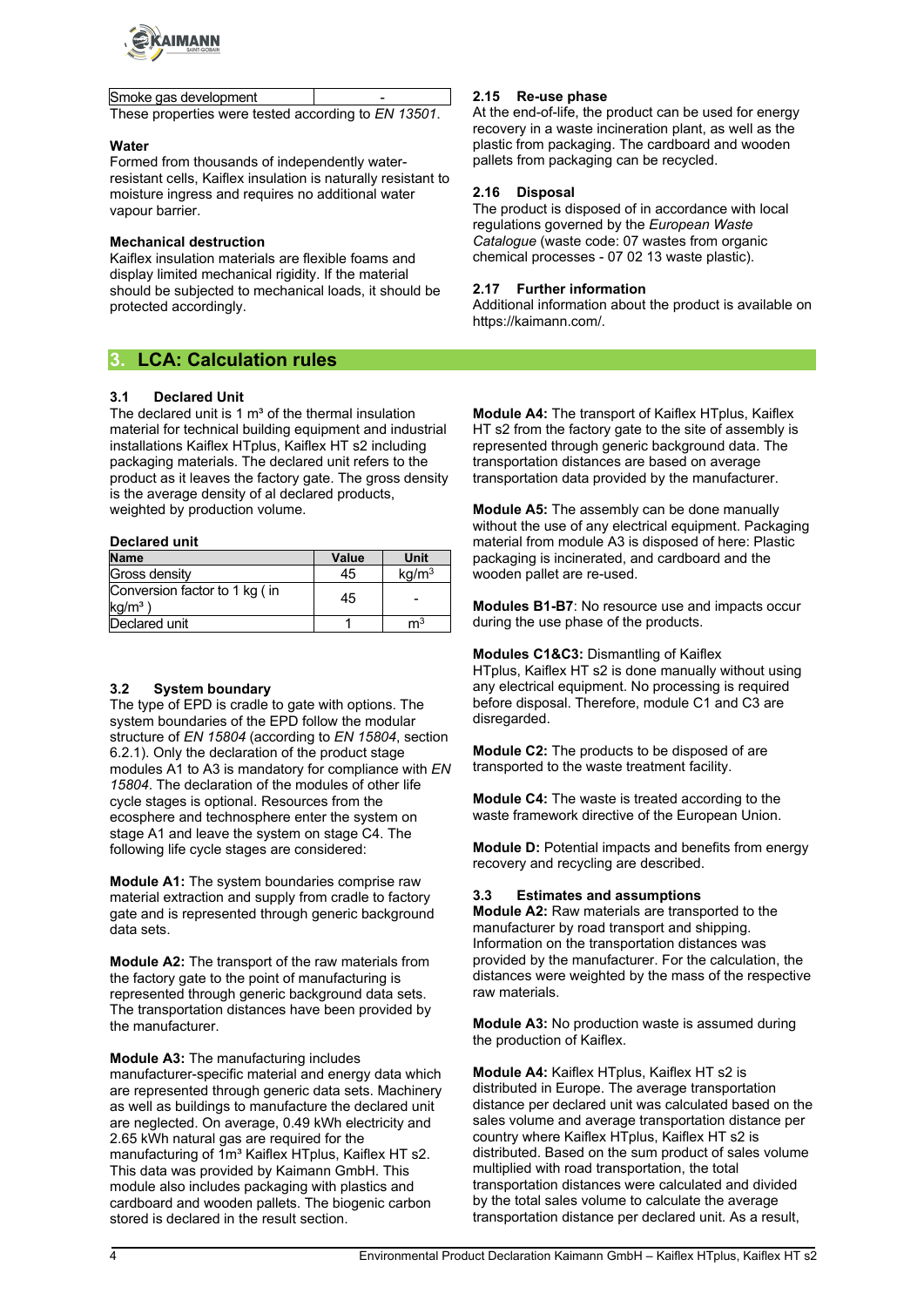| Smoke gas development | - |
|---|---|

These properties were tested according to *EN 13501*.

**Water**

Formed from thousands of independently water-resistant cells, Kaiflex insulation is naturally resistant to moisture ingress and requires no additional water vapour barrier.

**Mechanical destruction**

Kaiflex insulation materials are flexible foams and display limited mechanical rigidity. If the material should be subjected to mechanical loads, it should be protected accordingly.

### 2.15 Re-use phase

At the end-of-life, the product can be used for energy recovery in a waste incineration plant, as well as the plastic from packaging. The cardboard and wooden pallets from packaging can be recycled.

### 2.16 Disposal

The product is disposed of in accordance with local regulations governed by the *European Waste Catalogue* (waste code: 07 wastes from organic chemical processes - 07 02 13 waste plastic).

### 2.17 Further information

Additional information about the product is available on https://kaimann.com/.

## 3. LCA: Calculation rules

### 3.1 Declared Unit

The declared unit is 1 m³ of the thermal insulation material for technical building equipment and industrial installations Kaiflex HTplus, Kaiflex HT s2 including packaging materials. The declared unit refers to the product as it leaves the factory gate. The gross density is the average density of al declared products, weighted by production volume.

**Declared unit**

| Name | Value | Unit |
|---|---|---|
| Gross density | 45 | kg/m³ |
| Conversion factor to 1 kg ( in kg/m³ ) | 45 | - |
| Declared unit | 1 | m³ |

### 3.2 System boundary

The type of EPD is cradle to gate with options. The system boundaries of the EPD follow the modular structure of *EN 15804* (according to *EN 15804*, section 6.2.1). Only the declaration of the product stage modules A1 to A3 is mandatory for compliance with *EN 15804*. The declaration of the modules of other life cycle stages is optional. Resources from the ecosphere and technosphere enter the system on stage A1 and leave the system on stage C4. The following life cycle stages are considered:

**Module A1:** The system boundaries comprise raw material extraction and supply from cradle to factory gate and is represented through generic background data sets.

**Module A2:** The transport of the raw materials from the factory gate to the point of manufacturing is represented through generic background data sets. The transportation distances have been provided by the manufacturer.

**Module A3:** The manufacturing includes manufacturer-specific material and energy data which are represented through generic data sets. Machinery as well as buildings to manufacture the declared unit are neglected. On average, 0.49 kWh electricity and 2.65 kWh natural gas are required for the manufacturing of 1m³ Kaiflex HTplus, Kaiflex HT s2. This data was provided by Kaimann GmbH. This module also includes packaging with plastics and cardboard and wooden pallets. The biogenic carbon stored is declared in the result section.

**Module A4:** The transport of Kaiflex HTplus, Kaiflex HT s2 from the factory gate to the site of assembly is represented through generic background data. The transportation distances are based on average transportation data provided by the manufacturer.

**Module A5:** The assembly can be done manually without the use of any electrical equipment. Packaging material from module A3 is disposed of here: Plastic packaging is incinerated, and cardboard and the wooden pallet are re-used.

**Modules B1-B7**: No resource use and impacts occur during the use phase of the products.

**Modules C1&C3:** Dismantling of Kaiflex HTplus, Kaiflex HT s2 is done manually without using any electrical equipment. No processing is required before disposal. Therefore, module C1 and C3 are disregarded.

**Module C2:** The products to be disposed of are transported to the waste treatment facility.

**Module C4:** The waste is treated according to the waste framework directive of the European Union.

**Module D:** Potential impacts and benefits from energy recovery and recycling are described.

### 3.3 Estimates and assumptions

**Module A2:** Raw materials are transported to the manufacturer by road transport and shipping. Information on the transportation distances was provided by the manufacturer. For the calculation, the distances were weighted by the mass of the respective raw materials.

**Module A3:** No production waste is assumed during the production of Kaiflex.

**Module A4:** Kaiflex HTplus, Kaiflex HT s2 is distributed in Europe. The average transportation distance per declared unit was calculated based on the sales volume and average transportation distance per country where Kaiflex HTplus, Kaiflex HT s2 is distributed. Based on the sum product of sales volume multiplied with road transportation, the total transportation distances were calculated and divided by the total sales volume to calculate the average transportation distance per declared unit. As a result,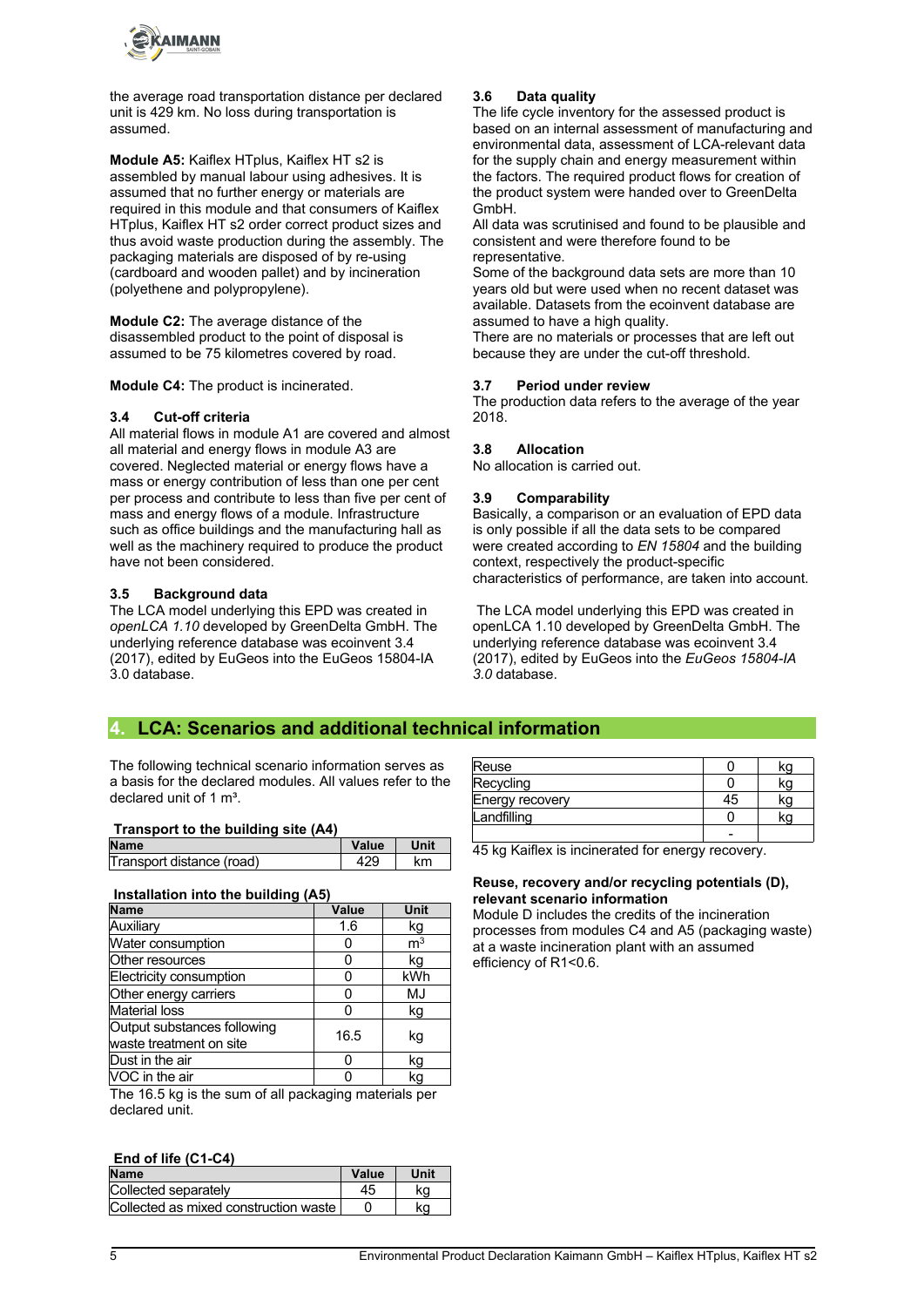the average road transportation distance per declared unit is 429 km. No loss during transportation is assumed.

**Module A5:** Kaiflex HTplus, Kaiflex HT s2 is assembled by manual labour using adhesives. It is assumed that no further energy or materials are required in this module and that consumers of Kaiflex HTplus, Kaiflex HT s2 order correct product sizes and thus avoid waste production during the assembly. The packaging materials are disposed of by re-using (cardboard and wooden pallet) and by incineration (polyethene and polypropylene).

**Module C2:** The average distance of the disassembled product to the point of disposal is assumed to be 75 kilometres covered by road.

**Module C4:** The product is incinerated.

### 3.4 Cut-off criteria

All material flows in module A1 are covered and almost all material and energy flows in module A3 are covered. Neglected material or energy flows have a mass or energy contribution of less than one per cent per process and contribute to less than five per cent of mass and energy flows of a module. Infrastructure such as office buildings and the manufacturing hall as well as the machinery required to produce the product have not been considered.

### 3.5 Background data

The LCA model underlying this EPD was created in *openLCA 1.10* developed by GreenDelta GmbH. The underlying reference database was ecoinvent 3.4 (2017), edited by EuGeos into the EuGeos 15804-IA 3.0 database.

### 3.6 Data quality

The life cycle inventory for the assessed product is based on an internal assessment of manufacturing and environmental data, assessment of LCA-relevant data for the supply chain and energy measurement within the factors. The required product flows for creation of the product system were handed over to GreenDelta GmbH.

All data was scrutinised and found to be plausible and consistent and were therefore found to be representative.

Some of the background data sets are more than 10 years old but were used when no recent dataset was available. Datasets from the ecoinvent database are assumed to have a high quality.

There are no materials or processes that are left out because they are under the cut-off threshold.

### 3.7 Period under review

The production data refers to the average of the year 2018.

### 3.8 Allocation

No allocation is carried out.

### 3.9 Comparability

Basically, a comparison or an evaluation of EPD data is only possible if all the data sets to be compared were created according to *EN 15804* and the building context, respectively the product-specific characteristics of performance, are taken into account.

The LCA model underlying this EPD was created in openLCA 1.10 developed by GreenDelta GmbH. The underlying reference database was ecoinvent 3.4 (2017), edited by EuGeos into the *EuGeos 15804-IA 3.0* database.

## 4. LCA: Scenarios and additional technical information

The following technical scenario information serves as a basis for the declared modules. All values refer to the declared unit of 1 m³.

**Transport to the building site (A4)**

| Name | Value | Unit |
|---|---|---|
| Transport distance (road) | 429 | km |

**Installation into the building (A5)**

| Name | Value | Unit |
|---|---|---|
| Auxiliary | 1.6 | kg |
| Water consumption | 0 | $m^3$ |
| Other resources | 0 | kg |
| Electricity consumption | 0 | kWh |
| Other energy carriers | 0 | MJ |
| Material loss | 0 | kg |
| Output substances following waste treatment on site | 16.5 | kg |
| Dust in the air | 0 | kg |
| VOC in the air | 0 | kg |

The 16.5 kg is the sum of all packaging materials per declared unit.

**End of life (C1-C4)**

| Name | Value | Unit |
|---|---|---|
| Collected separately | 45 | kg |
| Collected as mixed construction waste | 0 | kg |
| Reuse | 0 | kg |
| Recycling | 0 | kg |
| Energy recovery | 45 | kg |
| Landfilling | 0 | kg |
| | - | |

45 kg Kaiflex is incinerated for energy recovery.

**Reuse, recovery and/or recycling potentials (D), relevant scenario information**

Module D includes the credits of the incineration processes from modules C4 and A5 (packaging waste) at a waste incineration plant with an assumed efficiency of R1<0.6.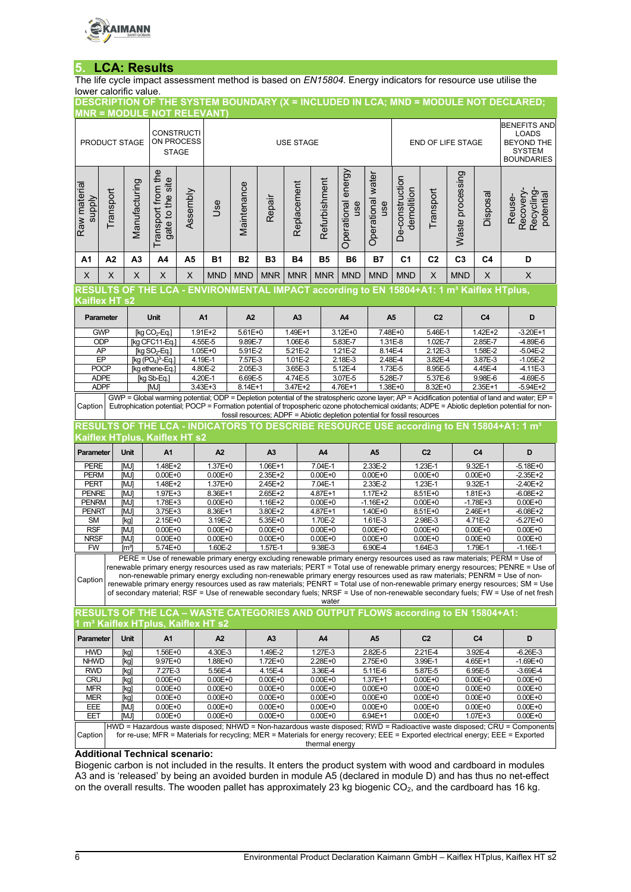## 5. LCA: Results

The life cycle impact assessment method is based on *EN15804*. Energy indicators for resource use utilise the lower calorific value.

### DESCRIPTION OF THE SYSTEM BOUNDARY (X = INCLUDED IN LCA; MND = MODULE NOT DECLARED; MNR = MODULE NOT RELEVANT)

| PRODUCT STAGE | | | CONSTRUCTION PROCESS STAGE | | USE STAGE | | | | | | | END OF LIFE STAGE | | | | BENEFITS AND LOADS BEYOND THE SYSTEM BOUNDARIES |
|---|---|---|---|---|---|---|---|---|---|---|---|---|---|---|---|---|
| Raw material supply | Transport | Manufacturing | Transport from the gate to the site | Assembly | Use | Maintenance | Repair | Replacement | Refurbishment | Operational energy use | Operational water use | De-construction demolition | Transport | Waste processing | Disposal | Reuse-Recovery-Recycling-potential |
| A1 | A2 | A3 | A4 | A5 | B1 | B2 | B3 | B4 | B5 | B6 | B7 | C1 | C2 | C3 | C4 | D |
| X | X | X | X | X | MND | MND | MNR | MNR | MNR | MND | MND | MND | X | MND | X | X |

### RESULTS OF THE LCA - ENVIRONMENTAL IMPACT according to EN 15804+A1: 1 m³ Kaiflex HTplus, Kaiflex HT s2

| Parameter | Unit | A1 | A2 | A3 | A4 | A5 | C2 | C4 | D |
|---|---|---|---|---|---|---|---|---|---|
| GWP | [kg $CO_2$-Eq.] | 1.91E+2 | 5.61E+0 | 1.49E+1 | 3.12E+0 | 7.48E+0 | 5.46E-1 | 1.42E+2 | -3.20E+1 |
| ODP | [kg CFC11-Eq.] | 4.55E-5 | 9.89E-7 | 1.06E-6 | 5.83E-7 | 1.31E-8 | 1.02E-7 | 2.85E-7 | -4.89E-6 |
| AP | [kg $SO_2$-Eq.] | 1.05E+0 | 5.91E-2 | 5.21E-2 | 1.21E-2 | 8.14E-4 | 2.12E-3 | 1.58E-2 | -5.04E-2 |
| EP | [kg $(PO_4)^{3-}$-Eq.] | 4.19E-1 | 7.57E-3 | 1.01E-2 | 2.18E-3 | 2.48E-4 | 3.82E-4 | 3.87E-3 | -1.05E-2 |
| POCP | [kg ethene-Eq.] | 4.80E-2 | 2.05E-3 | 3.65E-3 | 5.12E-4 | 1.73E-5 | 8.95E-5 | 4.45E-4 | -4.11E-3 |
| ADPE | [kg Sb-Eq.] | 4.20E-1 | 6.69E-5 | 4.74E-5 | 3.07E-5 | 5.28E-7 | 5.37E-6 | 9.98E-6 | -4.69E-5 |
| ADPF | [MJ] | 3.43E+3 | 8.14E+1 | 3.47E+2 | 4.76E+1 | 1.38E+0 | 8.32E+0 | 2.35E+1 | -5.94E+2 |

Caption: GWP = Global warming potential; ODP = Depletion potential of the stratospheric ozone layer; AP = Acidification potential of land and water; EP = Eutrophication potential; POCP = Formation potential of tropospheric ozone photochemical oxidants; ADPE = Abiotic depletion potential for non-fossil resources; ADPF = Abiotic depletion potential for fossil resources

### RESULTS OF THE LCA - INDICATORS TO DESCRIBE RESOURCE USE according to EN 15804+A1: 1 m³ Kaiflex HTplus, Kaiflex HT s2

| Parameter | Unit | A1 | A2 | A3 | A4 | A5 | C2 | C4 | D |
|---|---|---|---|---|---|---|---|---|---|
| PERE | [MJ] | 1.48E+2 | 1.37E+0 | 1.06E+1 | 7.04E-1 | 2.33E-2 | 1.23E-1 | 9.32E-1 | -5.18E+0 |
| PERM | [MJ] | 0.00E+0 | 0.00E+0 | 2.35E+2 | 0.00E+0 | 0.00E+0 | 0.00E+0 | 0.00E+0 | -2.35E+2 |
| PERT | [MJ] | 1.48E+2 | 1.37E+0 | 2.45E+2 | 7.04E-1 | 2.33E-2 | 1.23E-1 | 9.32E-1 | -2.40E+2 |
| PENRE | [MJ] | 1.97E+3 | 8.36E+1 | 2.65E+2 | 4.87E+1 | 1.17E+2 | 8.51E+0 | 1.81E+3 | -6.08E+2 |
| PENRM | [MJ] | 1.78E+3 | 0.00E+0 | 1.16E+2 | 0.00E+0 | -1.16E+2 | 0.00E+0 | -1.78E+3 | 0.00E+0 |
| PENRT | [MJ] | 3.75E+3 | 8.36E+1 | 3.80E+2 | 4.87E+1 | 1.40E+0 | 8.51E+0 | 2.46E+1 | -6.08E+2 |
| SM | [kg] | 2.15E+0 | 3.19E-2 | 5.35E+0 | 1.70E-2 | 1.61E-3 | 2.98E-3 | 4.71E-2 | -5.27E+0 |
| RSF | [MJ] | 0.00E+0 | 0.00E+0 | 0.00E+0 | 0.00E+0 | 0.00E+0 | 0.00E+0 | 0.00E+0 | 0.00E+0 |
| NRSF | [MJ] | 0.00E+0 | 0.00E+0 | 0.00E+0 | 0.00E+0 | 0.00E+0 | 0.00E+0 | 0.00E+0 | 0.00E+0 |
| FW | [m³] | 5.74E+0 | 1.60E-2 | 1.57E-1 | 9.38E-3 | 6.90E-4 | 1.64E-3 | 1.79E-1 | -1.16E-1 |

Caption: PERE = Use of renewable primary energy excluding renewable primary energy resources used as raw materials; PERM = Use of renewable primary energy resources used as raw materials; PERT = Total use of renewable primary energy resources; PENRE = Use of non-renewable primary energy excluding non-renewable primary energy resources used as raw materials; PENRM = Use of non-renewable primary energy resources used as raw materials; PENRT = Total use of non-renewable primary energy resources; SM = Use of secondary material; RSF = Use of renewable secondary fuels; NRSF = Use of non-renewable secondary fuels; FW = Use of net fresh water

### RESULTS OF THE LCA – WASTE CATEGORIES AND OUTPUT FLOWS according to EN 15804+A1: 1 m³ Kaiflex HTplus, Kaiflex HT s2

| Parameter | Unit | A1 | A2 | A3 | A4 | A5 | C2 | C4 | D |
|---|---|---|---|---|---|---|---|---|---|
| HWD | [kg] | 1.56E+0 | 4.30E-3 | 1.49E-2 | 1.27E-3 | 2.82E-5 | 2.21E-4 | 3.92E-4 | -6.26E-3 |
| NHWD | [kg] | 9.97E+0 | 1.88E+0 | 1.72E+0 | 2.28E+0 | 2.75E+0 | 3.99E-1 | 4.65E+1 | -1.69E+0 |
| RWD | [kg] | 7.27E-3 | 5.56E-4 | 4.15E-4 | 3.36E-4 | 5.11E-6 | 5.87E-5 | 6.95E-5 | -3.69E-4 |
| CRU | [kg] | 0.00E+0 | 0.00E+0 | 0.00E+0 | 0.00E+0 | 1.37E+1 | 0.00E+0 | 0.00E+0 | 0.00E+0 |
| MFR | [kg] | 0.00E+0 | 0.00E+0 | 0.00E+0 | 0.00E+0 | 0.00E+0 | 0.00E+0 | 0.00E+0 | 0.00E+0 |
| MER | [kg] | 0.00E+0 | 0.00E+0 | 0.00E+0 | 0.00E+0 | 0.00E+0 | 0.00E+0 | 0.00E+0 | 0.00E+0 |
| EEE | [MJ] | 0.00E+0 | 0.00E+0 | 0.00E+0 | 0.00E+0 | 0.00E+0 | 0.00E+0 | 0.00E+0 | 0.00E+0 |
| EET | [MJ] | 0.00E+0 | 0.00E+0 | 0.00E+0 | 0.00E+0 | 6.94E+1 | 0.00E+0 | 1.07E+3 | 0.00E+0 |

Caption: HWD = Hazardous waste disposed; NHWD = Non-hazardous waste disposed; RWD = Radioactive waste disposed; CRU = Components for re-use; MFR = Materials for recycling; MER = Materials for energy recovery; EEE = Exported electrical energy; EEE = Exported thermal energy

**Additional Technical scenario:**

Biogenic carbon is not included in the results. It enters the product system with wood and cardboard in modules A3 and is 'released' by being an avoided burden in module A5 (declared in module D) and has thus no net-effect on the overall results. The wooden pallet has approximately 23 kg biogenic $CO_2$, and the cardboard has 16 kg.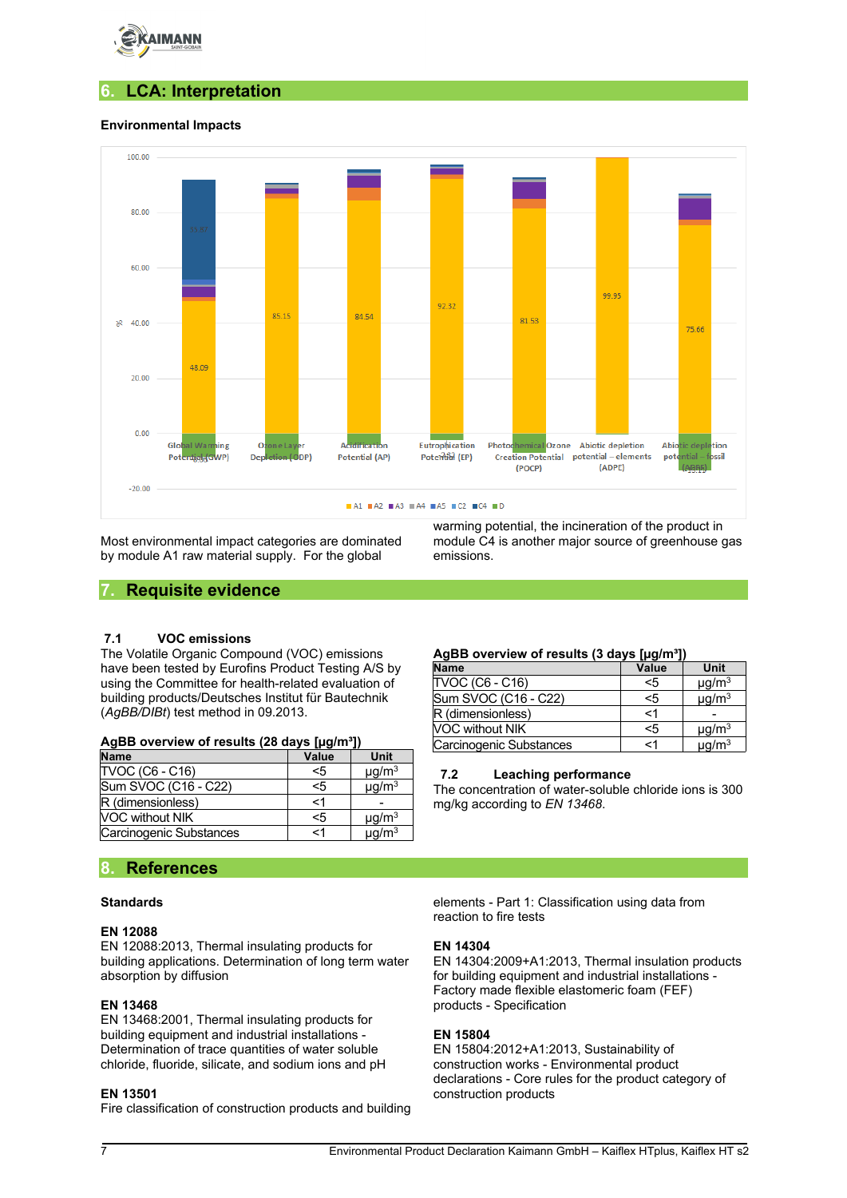## 6. LCA: Interpretation

### Environmental Impacts

Most environmental impact categories are dominated by module A1 raw material supply. For the global warming potential, the incineration of the product in module C4 is another major source of greenhouse gas emissions.

## 7. Requisite evidence

### 7.1 VOC emissions

The Volatile Organic Compound (VOC) emissions have been tested by Eurofins Product Testing A/S by using the Committee for health-related evaluation of building products/Deutsches Institut für Bautechnik (*AgBB/DIBt*) test method in 09.2013.

**AgBB overview of results (28 days [µg/m³])**

| Name | Value | Unit |
|---|---|---|
| TVOC (C6 - C16) | <5 | µg/m³ |
| Sum SVOC (C16 - C22) | <5 | µg/m³ |
| R (dimensionless) | <1 | - |
| VOC without NIK | <5 | µg/m³ |
| Carcinogenic Substances | <1 | µg/m³ |

**AgBB overview of results (3 days [µg/m³])**

| Name | Value | Unit |
|---|---|---|
| TVOC (C6 - C16) | <5 | µg/m³ |
| Sum SVOC (C16 - C22) | <5 | µg/m³ |
| R (dimensionless) | <1 | - |
| VOC without NIK | <5 | µg/m³ |
| Carcinogenic Substances | <1 | µg/m³ |

### 7.2 Leaching performance

The concentration of water-soluble chloride ions is 300 mg/kg according to *EN 13468*.

## 8. References

### Standards

**EN 12088**
EN 12088:2013, Thermal insulating products for building applications. Determination of long term water absorption by diffusion

**EN 13468**
EN 13468:2001, Thermal insulating products for building equipment and industrial installations - Determination of trace quantities of water soluble chloride, fluoride, silicate, and sodium ions and pH

**EN 13501**
Fire classification of construction products and building elements - Part 1: Classification using data from reaction to fire tests

**EN 14304**
EN 14304:2009+A1:2013, Thermal insulation products for building equipment and industrial installations - Factory made flexible elastomeric foam (FEF) products - Specification

**EN 15804**
EN 15804:2012+A1:2013, Sustainability of construction works - Environmental product declarations - Core rules for the product category of construction products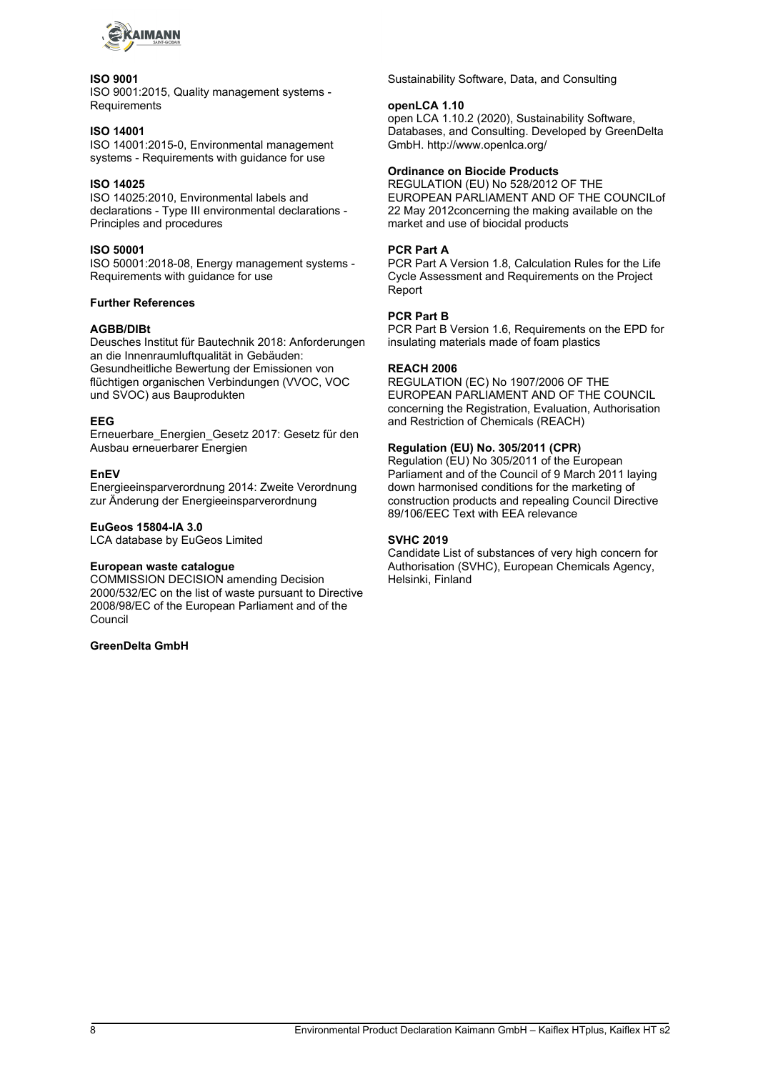**ISO 9001**
ISO 9001:2015, Quality management systems - Requirements

**ISO 14001**
ISO 14001:2015-0, Environmental management systems - Requirements with guidance for use

**ISO 14025**
ISO 14025:2010, Environmental labels and declarations - Type III environmental declarations - Principles and procedures

**ISO 50001**
ISO 50001:2018-08, Energy management systems - Requirements with guidance for use

**Further References**

**AGBB/DIBt**
Deusches Institut für Bautechnik 2018: Anforderungen an die Innenraumluftqualität in Gebäuden: Gesundheitliche Bewertung der Emissionen von flüchtigen organischen Verbindungen (VVOC, VOC und SVOC) aus Bauprodukten

**EEG**
Erneuerbare_Energien_Gesetz 2017: Gesetz für den Ausbau erneuerbarer Energien

**EnEV**
Energieeinsparverordnung 2014: Zweite Verordnung zur Änderung der Energieeinsparverordnung

**EuGeos 15804-IA 3.0**
LCA database by EuGeos Limited

**European waste catalogue**
COMMISSION DECISION amending Decision 2000/532/EC on the list of waste pursuant to Directive 2008/98/EC of the European Parliament and of the Council

**GreenDelta GmbH**
Sustainability Software, Data, and Consulting

**openLCA 1.10**
open LCA 1.10.2 (2020), Sustainability Software, Databases, and Consulting. Developed by GreenDelta GmbH. http://www.openlca.org/

**Ordinance on Biocide Products**
REGULATION (EU) No 528/2012 OF THE EUROPEAN PARLIAMENT AND OF THE COUNCILof 22 May 2012concerning the making available on the market and use of biocidal products

**PCR Part A**
PCR Part A Version 1.8, Calculation Rules for the Life Cycle Assessment and Requirements on the Project Report

**PCR Part B**
PCR Part B Version 1.6, Requirements on the EPD for insulating materials made of foam plastics

**REACH 2006**
REGULATION (EC) No 1907/2006 OF THE EUROPEAN PARLIAMENT AND OF THE COUNCIL concerning the Registration, Evaluation, Authorisation and Restriction of Chemicals (REACH)

**Regulation (EU) No. 305/2011 (CPR)**
Regulation (EU) No 305/2011 of the European Parliament and of the Council of 9 March 2011 laying down harmonised conditions for the marketing of construction products and repealing Council Directive 89/106/EEC Text with EEA relevance

**SVHC 2019**
Candidate List of substances of very high concern for Authorisation (SVHC), European Chemicals Agency, Helsinki, Finland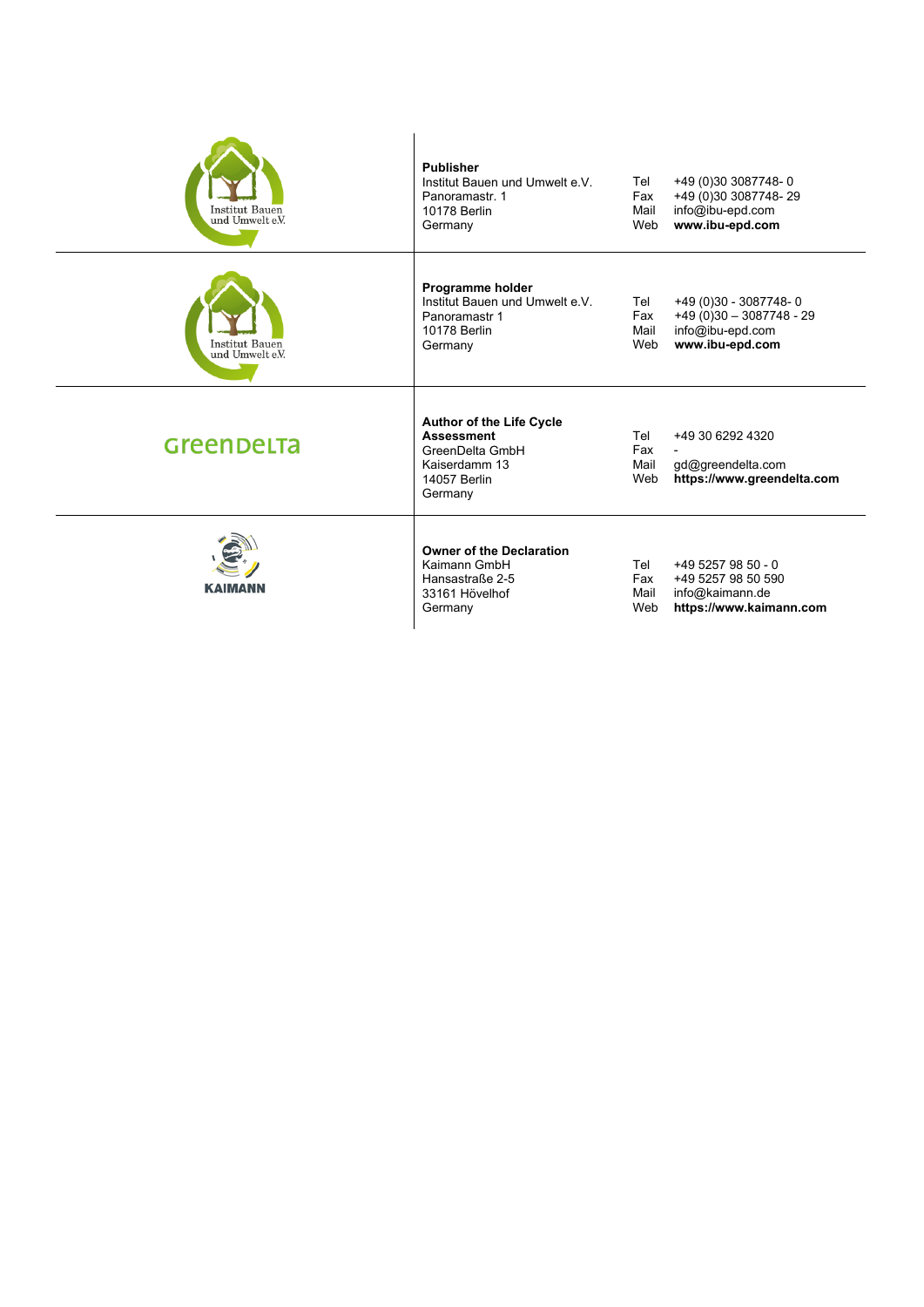| | | | |
|---|---|---|---|
| Institut Bauen und Umwelt e.V. | **Publisher**<br>Institut Bauen und Umwelt e.V.<br>Panoramastr. 1<br>10178 Berlin<br>Germany | Tel<br>Fax<br>Mail<br>Web | +49 (0)30 3087748- 0<br>+49 (0)30 3087748- 29<br>info@ibu-epd.com<br>**www.ibu-epd.com** |
| Institut Bauen und Umwelt e.V. | **Programme holder**<br>Institut Bauen und Umwelt e.V.<br>Panoramastr 1<br>10178 Berlin<br>Germany | Tel<br>Fax<br>Mail<br>Web | +49 (0)30 - 3087748- 0<br>+49 (0)30 – 3087748 - 29<br>info@ibu-epd.com<br>**www.ibu-epd.com** |
| GreenDelta | **Author of the Life Cycle Assessment**<br>GreenDelta GmbH<br>Kaiserdamm 13<br>14057 Berlin<br>Germany | Tel<br>Fax<br>Mail<br>Web | +49 30 6292 4320<br>-<br>gd@greendelta.com<br>**https://www.greendelta.com** |
| KAIMANN | **Owner of the Declaration**<br>Kaimann GmbH<br>Hansastraße 2-5<br>33161 Hövelhof<br>Germany | Tel<br>Fax<br>Mail<br>Web | +49 5257 98 50 - 0<br>+49 5257 98 50 590<br>info@kaimann.de<br>**https://www.kaimann.com** |